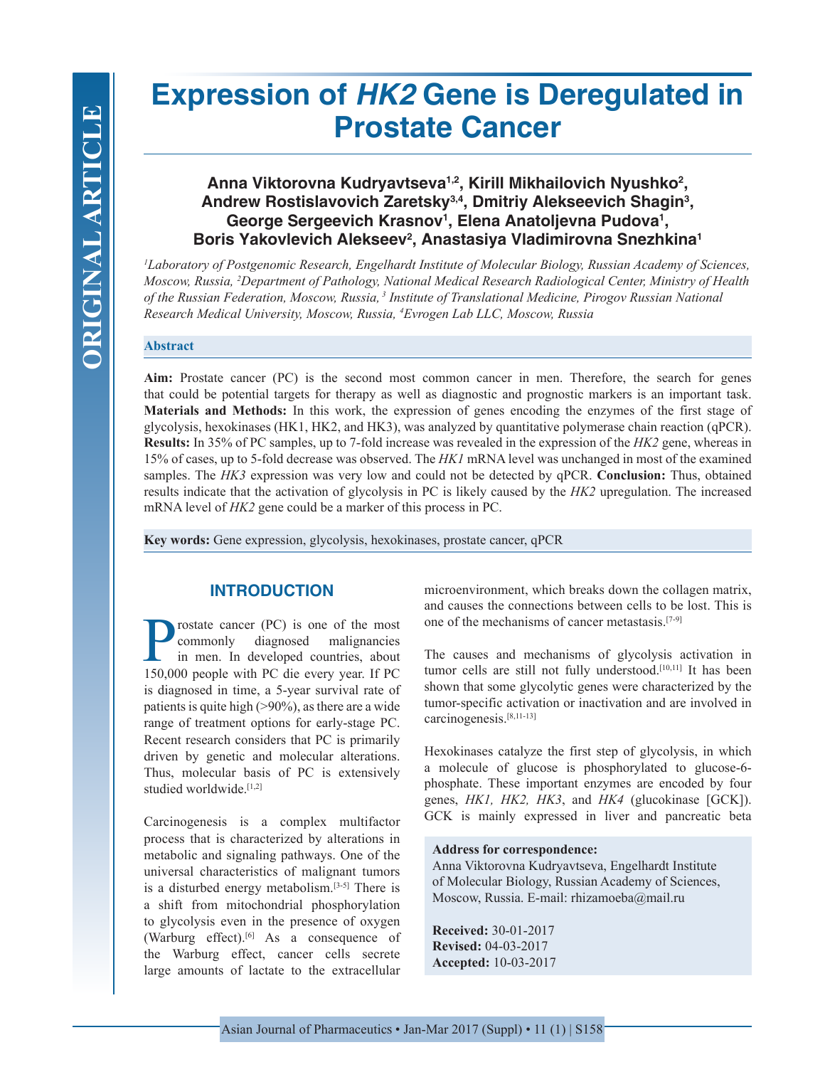ORIGINAL ARTICLE

# Expression of *HK2* Gene is Deregulated in Prostate Cancer

**Anna Viktorovna Kudryavtseva[1,2], Kirill Mikhailovich Nyushko[2], Andrew Rostislavovich Zaretsky[3,4], Dmitriy Alekseevich Shagin[3], George Sergeevich Krasnov[1], Elena Anatoljevna Pudova[1], Boris Yakovlevich Alekseev[2], Anastasiya Vladimirovna Snezhkina[1]**

*[1]Laboratory of Postgenomic Research, Engelhardt Institute of Molecular Biology, Russian Academy of Sciences, Moscow, Russia, [2]Department of Pathology, National Medical Research Radiological Center, Ministry of Health of the Russian Federation, Moscow, Russia, [3] Institute of Translational Medicine, Pirogov Russian National Research Medical University, Moscow, Russia, [4]Evrogen Lab LLC, Moscow, Russia*

### Abstract

**Aim:** Prostate cancer (PC) is the second most common cancer in men. Therefore, the search for genes that could be potential targets for therapy as well as diagnostic and prognostic markers is an important task. **Materials and Methods:** In this work, the expression of genes encoding the enzymes of the first stage of glycolysis, hexokinases (HK1, HK2, and HK3), was analyzed by quantitative polymerase chain reaction (qPCR). **Results:** In 35% of PC samples, up to 7-fold increase was revealed in the expression of the *HK2* gene, whereas in 15% of cases, up to 5-fold decrease was observed. The *HK1* mRNA level was unchanged in most of the examined samples. The *HK3* expression was very low and could not be detected by qPCR. **Conclusion:** Thus, obtained results indicate that the activation of glycolysis in PC is likely caused by the *HK2* upregulation. The increased mRNA level of *HK2* gene could be a marker of this process in PC.

**Key words:** Gene expression, glycolysis, hexokinases, prostate cancer, qPCR

## INTRODUCTION

Prostate cancer (PC) is one of the most commonly diagnosed malignancies in men. In developed countries, about 150,000 people with PC die every year. If PC is diagnosed in time, a 5-year survival rate of patients is quite high (>90%), as there are a wide range of treatment options for early-stage PC. Recent research considers that PC is primarily driven by genetic and molecular alterations. Thus, molecular basis of PC is extensively studied worldwide.[1,2]

Carcinogenesis is a complex multifactor process that is characterized by alterations in metabolic and signaling pathways. One of the universal characteristics of malignant tumors is a disturbed energy metabolism.[3-5] There is a shift from mitochondrial phosphorylation to glycolysis even in the presence of oxygen (Warburg effect).[6] As a consequence of the Warburg effect, cancer cells secrete large amounts of lactate to the extracellular microenvironment, which breaks down the collagen matrix, and causes the connections between cells to be lost. This is one of the mechanisms of cancer metastasis.[7-9]

The causes and mechanisms of glycolysis activation in tumor cells are still not fully understood.[10,11] It has been shown that some glycolytic genes were characterized by the tumor-specific activation or inactivation and are involved in carcinogenesis.[8,11-13]

Hexokinases catalyze the first step of glycolysis, in which a molecule of glucose is phosphorylated to glucose-6-phosphate. These important enzymes are encoded by four genes, *HK1, HK2, HK3*, and *HK4* (glucokinase [GCK]). GCK is mainly expressed in liver and pancreatic beta

**Address for correspondence:**
Anna Viktorovna Kudryavtseva, Engelhardt Institute of Molecular Biology, Russian Academy of Sciences, Moscow, Russia. E-mail: rhizamoeba@mail.ru

**Received:** 30-01-2017
**Revised:** 04-03-2017
**Accepted:** 10-03-2017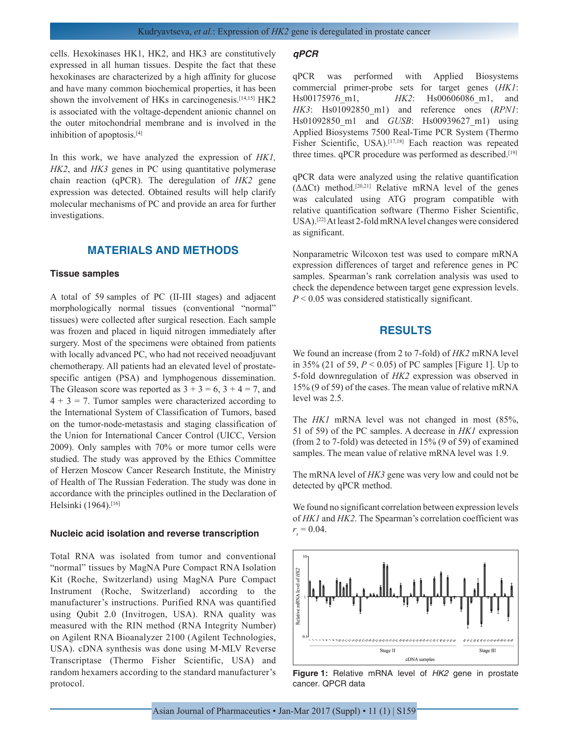cells. Hexokinases HK1, HK2, and HK3 are constitutively expressed in all human tissues. Despite the fact that these hexokinases are characterized by a high affinity for glucose and have many common biochemical properties, it has been shown the involvement of HKs in carcinogenesis.[14,15] HK2 is associated with the voltage-dependent anionic channel on the outer mitochondrial membrane and is involved in the inhibition of apoptosis.[4]

In this work, we have analyzed the expression of *HK1, HK2*, and *HK3* genes in PC using quantitative polymerase chain reaction (qPCR). The deregulation of *HK2* gene expression was detected. Obtained results will help clarify molecular mechanisms of PC and provide an area for further investigations.

## MATERIALS AND METHODS

### Tissue samples

A total of 59 samples of PC (II-III stages) and adjacent morphologically normal tissues (conventional "normal" tissues) were collected after surgical resection. Each sample was frozen and placed in liquid nitrogen immediately after surgery. Most of the specimens were obtained from patients with locally advanced PC, who had not received neoadjuvant chemotherapy. All patients had an elevated level of prostate-specific antigen (PSA) and lymphogenous dissemination. The Gleason score was reported as 3 + 3 = 6, 3 + 4 = 7, and 4 + 3 = 7. Tumor samples were characterized according to the International System of Classification of Tumors, based on the tumor-node-metastasis and staging classification of the Union for International Cancer Control (UICC, Version 2009). Only samples with 70% or more tumor cells were studied. The study was approved by the Ethics Committee of Herzen Moscow Cancer Research Institute, the Ministry of Health of The Russian Federation. The study was done in accordance with the principles outlined in the Declaration of Helsinki (1964).[16]

### Nucleic acid isolation and reverse transcription

Total RNA was isolated from tumor and conventional "normal" tissues by MagNA Pure Compact RNA Isolation Kit (Roche, Switzerland) using MagNA Pure Compact Instrument (Roche, Switzerland) according to the manufacturer's instructions. Purified RNA was quantified using Qubit 2.0 (Invitrogen, USA). RNA quality was measured with the RIN method (RNA Integrity Number) on Agilent RNA Bioanalyzer 2100 (Agilent Technologies, USA). cDNA synthesis was done using M-MLV Reverse Transcriptase (Thermo Fisher Scientific, USA) and random hexamers according to the standard manufacturer's protocol.

### *qPCR*

qPCR was performed with Applied Biosystems commercial primer-probe sets for target genes (*HK1*: Hs00175976_m1, *HK2*: Hs00606086_m1, and *HK3*: Hs01092850_m1) and reference ones (*RPN1*: Hs01092850_m1 and *GUSB*: Hs00939627_m1) using Applied Biosystems 7500 Real-Time PCR System (Thermo Fisher Scientific, USA).[17,18] Each reaction was repeated three times. qPCR procedure was performed as described.[19]

qPCR data were analyzed using the relative quantification ($\Delta\Delta$Ct) method.[20,21] Relative mRNA level of the genes was calculated using ATG program compatible with relative quantification software (Thermo Fisher Scientific, USA).[22] At least 2-fold mRNA level changes were considered as significant.

Nonparametric Wilcoxon test was used to compare mRNA expression differences of target and reference genes in PC samples. Spearman's rank correlation analysis was used to check the dependence between target gene expression levels. $P < 0.05$ was considered statistically significant.

## RESULTS

We found an increase (from 2 to 7-fold) of *HK2* mRNA level in 35% (21 of 59, $P < 0.05$) of PC samples [Figure 1]. Up to 5-fold downregulation of *HK2* expression was observed in 15% (9 of 59) of the cases. The mean value of relative mRNA level was 2.5.

The *HK1* mRNA level was not changed in most (85%, 51 of 59) of the PC samples. A decrease in *HK1* expression (from 2 to 7-fold) was detected in 15% (9 of 59) of examined samples. The mean value of relative mRNA level was 1.9.

The mRNA level of *HK3* gene was very low and could not be detected by qPCR method.

We found no significant correlation between expression levels of *HK1* and *HK2*. The Spearman's correlation coefficient was $r_s = 0.04$.

**Figure 1:** Relative mRNA level of *HK2* gene in prostate cancer. QPCR data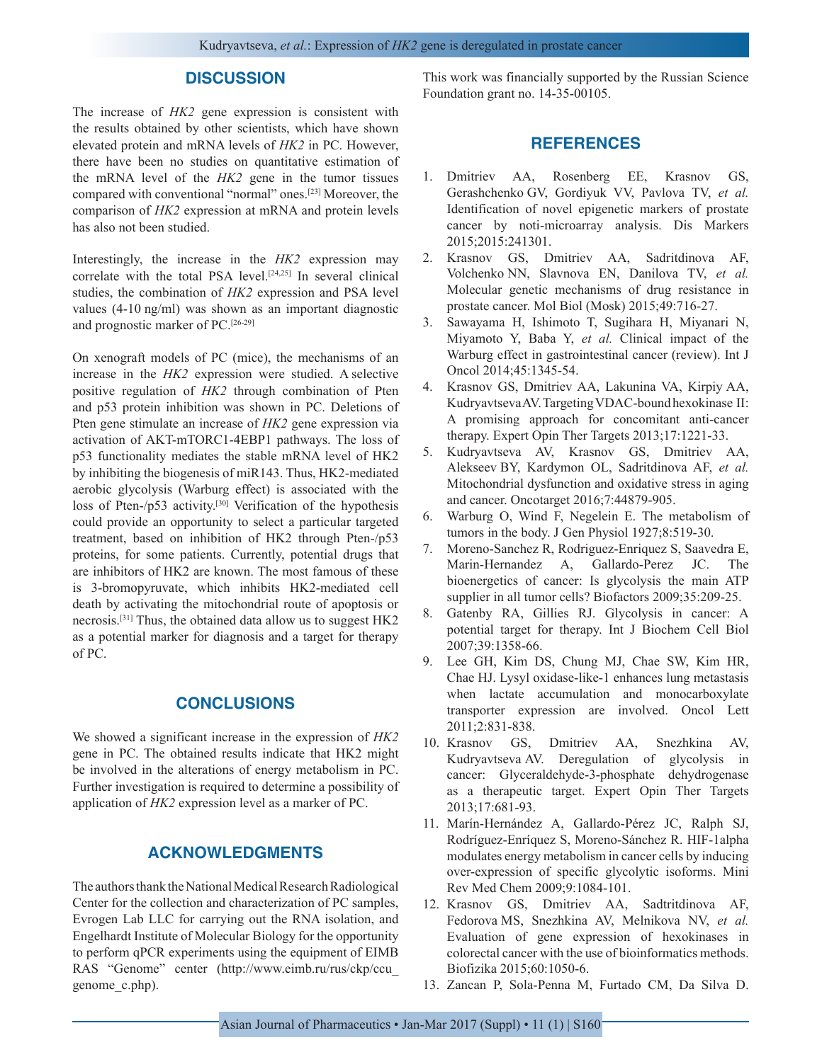## DISCUSSION

The increase of *HK2* gene expression is consistent with the results obtained by other scientists, which have shown elevated protein and mRNA levels of *HK2* in PC. However, there have been no studies on quantitative estimation of the mRNA level of the *HK2* gene in the tumor tissues compared with conventional "normal" ones.[23] Moreover, the comparison of *HK2* expression at mRNA and protein levels has also not been studied.

Interestingly, the increase in the *HK2* expression may correlate with the total PSA level.[24,25] In several clinical studies, the combination of *HK2* expression and PSA level values (4-10 ng/ml) was shown as an important diagnostic and prognostic marker of PC.[26-29]

On xenograft models of PC (mice), the mechanisms of an increase in the *HK2* expression were studied. A selective positive regulation of *HK2* through combination of Pten and p53 protein inhibition was shown in PC. Deletions of Pten gene stimulate an increase of *HK2* gene expression via activation of AKT-mTORC1-4EBP1 pathways. The loss of p53 functionality mediates the stable mRNA level of HK2 by inhibiting the biogenesis of miR143. Thus, HK2-mediated aerobic glycolysis (Warburg effect) is associated with the loss of Pten-/p53 activity.[30] Verification of the hypothesis could provide an opportunity to select a particular targeted treatment, based on inhibition of HK2 through Pten-/p53 proteins, for some patients. Currently, potential drugs that are inhibitors of HK2 are known. The most famous of these is 3-bromopyruvate, which inhibits HK2-mediated cell death by activating the mitochondrial route of apoptosis or necrosis.[31] Thus, the obtained data allow us to suggest HK2 as a potential marker for diagnosis and a target for therapy of PC.

## CONCLUSIONS

We showed a significant increase in the expression of *HK2* gene in PC. The obtained results indicate that HK2 might be involved in the alterations of energy metabolism in PC. Further investigation is required to determine a possibility of application of *HK2* expression level as a marker of PC.

## ACKNOWLEDGMENTS

The authors thank the National Medical Research Radiological Center for the collection and characterization of PC samples, Evrogen Lab LLC for carrying out the RNA isolation, and Engelhardt Institute of Molecular Biology for the opportunity to perform qPCR experiments using the equipment of EIMB RAS "Genome" center (http://www.eimb.ru/rus/ckp/ccu_genome_c.php).

This work was financially supported by the Russian Science Foundation grant no. 14-35-00105.

## REFERENCES

1. Dmitriev AA, Rosenberg EE, Krasnov GS, Gerashchenko GV, Gordiyuk VV, Pavlova TV, *et al.* Identification of novel epigenetic markers of prostate cancer by noti-microarray analysis. Dis Markers 2015;2015:241301.
2. Krasnov GS, Dmitriev AA, Sadritdinova AF, Volchenko NN, Slavnova EN, Danilova TV, *et al.* Molecular genetic mechanisms of drug resistance in prostate cancer. Mol Biol (Mosk) 2015;49:716-27.
3. Sawayama H, Ishimoto T, Sugihara H, Miyanari N, Miyamoto Y, Baba Y, *et al.* Clinical impact of the Warburg effect in gastrointestinal cancer (review). Int J Oncol 2014;45:1345-54.
4. Krasnov GS, Dmitriev AA, Lakunina VA, Kirpiy AA, Kudryavtseva AV. Targeting VDAC-bound hexokinase II: A promising approach for concomitant anti-cancer therapy. Expert Opin Ther Targets 2013;17:1221-33.
5. Kudryavtseva AV, Krasnov GS, Dmitriev AA, Alekseev BY, Kardymon OL, Sadritdinova AF, *et al.* Mitochondrial dysfunction and oxidative stress in aging and cancer. Oncotarget 2016;7:44879-905.
6. Warburg O, Wind F, Negelein E. The metabolism of tumors in the body. J Gen Physiol 1927;8:519-30.
7. Moreno-Sanchez R, Rodriguez-Enriquez S, Saavedra E, Marin-Hernandez A, Gallardo-Perez JC. The bioenergetics of cancer: Is glycolysis the main ATP supplier in all tumor cells? Biofactors 2009;35:209-25.
8. Gatenby RA, Gillies RJ. Glycolysis in cancer: A potential target for therapy. Int J Biochem Cell Biol 2007;39:1358-66.
9. Lee GH, Kim DS, Chung MJ, Chae SW, Kim HR, Chae HJ. Lysyl oxidase-like-1 enhances lung metastasis when lactate accumulation and monocarboxylate transporter expression are involved. Oncol Lett 2011;2:831-838.
10. Krasnov GS, Dmitriev AA, Snezhkina AV, Kudryavtseva AV. Deregulation of glycolysis in cancer: Glyceraldehyde-3-phosphate dehydrogenase as a therapeutic target. Expert Opin Ther Targets 2013;17:681-93.
11. Marín-Hernández A, Gallardo-Pérez JC, Ralph SJ, Rodríguez-Enríquez S, Moreno-Sánchez R. HIF-1alpha modulates energy metabolism in cancer cells by inducing over-expression of specific glycolytic isoforms. Mini Rev Med Chem 2009;9:1084-101.
12. Krasnov GS, Dmitriev AA, Sadtritdinova AF, Fedorova MS, Snezhkina AV, Melnikova NV, *et al.* Evaluation of gene expression of hexokinases in colorectal cancer with the use of bioinformatics methods. Biofizika 2015;60:1050-6.
13. Zancan P, Sola-Penna M, Furtado CM, Da Silva D.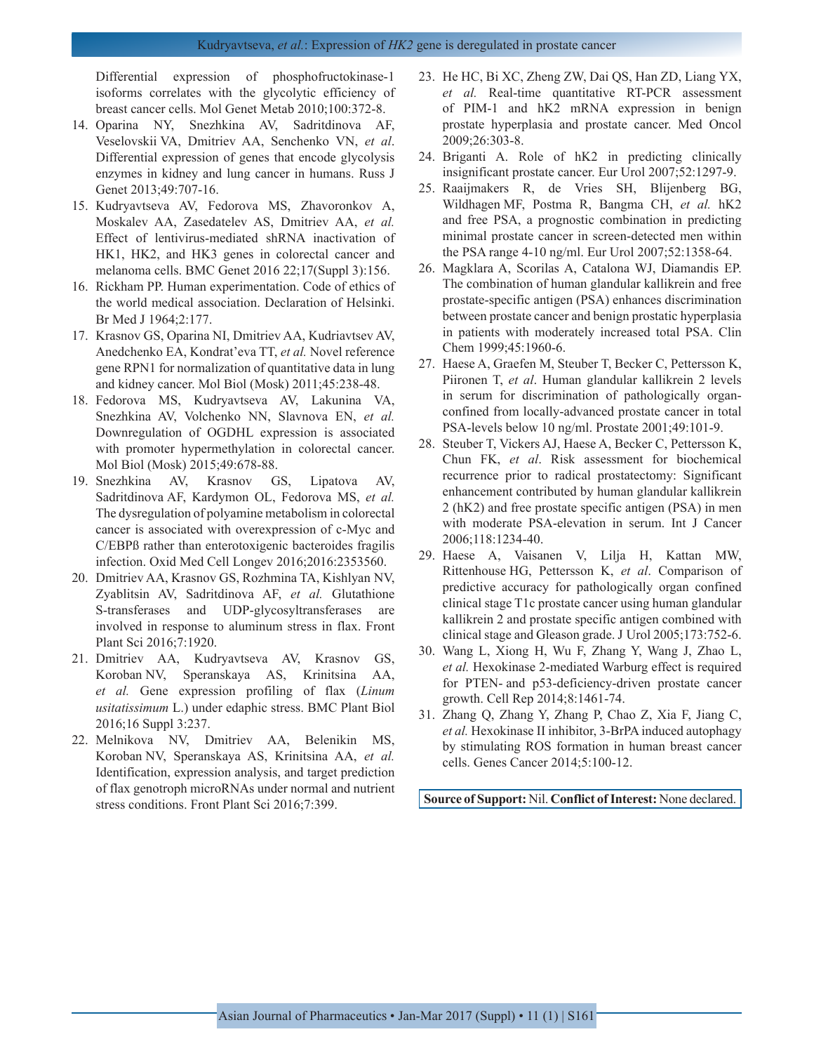Differential expression of phosphofructokinase-1 isoforms correlates with the glycolytic efficiency of breast cancer cells. Mol Genet Metab 2010;100:372-8.

14. Oparina NY, Snezhkina AV, Sadritdinova AF, Veselovskii VA, Dmitriev AA, Senchenko VN, *et al*. Differential expression of genes that encode glycolysis enzymes in kidney and lung cancer in humans. Russ J Genet 2013;49:707-16.
15. Kudryavtseva AV, Fedorova MS, Zhavoronkov A, Moskalev AA, Zasedatelev AS, Dmitriev AA, *et al.* Effect of lentivirus-mediated shRNA inactivation of HK1, HK2, and HK3 genes in colorectal cancer and melanoma cells. BMC Genet 2016 22;17(Suppl 3):156.
16. Rickham PP. Human experimentation. Code of ethics of the world medical association. Declaration of Helsinki. Br Med J 1964;2:177.
17. Krasnov GS, Oparina NI, Dmitriev AA, Kudriavtsev AV, Anedchenko EA, Kondrat'eva TT, *et al.* Novel reference gene RPN1 for normalization of quantitative data in lung and kidney cancer. Mol Biol (Mosk) 2011;45:238-48.
18. Fedorova MS, Kudryavtseva AV, Lakunina VA, Snezhkina AV, Volchenko NN, Slavnova EN, *et al.* Downregulation of OGDHL expression is associated with promoter hypermethylation in colorectal cancer. Mol Biol (Mosk) 2015;49:678-88.
19. Snezhkina AV, Krasnov GS, Lipatova AV, Sadritdinova AF, Kardymon OL, Fedorova MS, *et al.* The dysregulation of polyamine metabolism in colorectal cancer is associated with overexpression of c-Myc and C/EBPß rather than enterotoxigenic bacteroides fragilis infection. Oxid Med Cell Longev 2016;2016:2353560.
20. Dmitriev AA, Krasnov GS, Rozhmina TA, Kishlyan NV, Zyablitsin AV, Sadritdinova AF, *et al.* Glutathione S-transferases and UDP-glycosyltransferases are involved in response to aluminum stress in flax. Front Plant Sci 2016;7:1920.
21. Dmitriev AA, Kudryavtseva AV, Krasnov GS, Koroban NV, Speranskaya AS, Krinitsina AA, *et al.* Gene expression profiling of flax (*Linum usitatissimum* L.) under edaphic stress. BMC Plant Biol 2016;16 Suppl 3:237.
22. Melnikova NV, Dmitriev AA, Belenikin MS, Koroban NV, Speranskaya AS, Krinitsina AA, *et al.* Identification, expression analysis, and target prediction of flax genotroph microRNAs under normal and nutrient stress conditions. Front Plant Sci 2016;7:399.
23. He HC, Bi XC, Zheng ZW, Dai QS, Han ZD, Liang YX, *et al.* Real-time quantitative RT-PCR assessment of PIM-1 and hK2 mRNA expression in benign prostate hyperplasia and prostate cancer. Med Oncol 2009;26:303-8.
24. Briganti A. Role of hK2 in predicting clinically insignificant prostate cancer. Eur Urol 2007;52:1297-9.
25. Raaijmakers R, de Vries SH, Blijenberg BG, Wildhagen MF, Postma R, Bangma CH, *et al.* hK2 and free PSA, a prognostic combination in predicting minimal prostate cancer in screen-detected men within the PSA range 4-10 ng/ml. Eur Urol 2007;52:1358-64.
26. Magklara A, Scorilas A, Catalona WJ, Diamandis EP. The combination of human glandular kallikrein and free prostate-specific antigen (PSA) enhances discrimination between prostate cancer and benign prostatic hyperplasia in patients with moderately increased total PSA. Clin Chem 1999;45:1960-6.
27. Haese A, Graefen M, Steuber T, Becker C, Pettersson K, Piironen T, *et al*. Human glandular kallikrein 2 levels in serum for discrimination of pathologically organ-confined from locally-advanced prostate cancer in total PSA-levels below 10 ng/ml. Prostate 2001;49:101-9.
28. Steuber T, Vickers AJ, Haese A, Becker C, Pettersson K, Chun FK, *et al*. Risk assessment for biochemical recurrence prior to radical prostatectomy: Significant enhancement contributed by human glandular kallikrein 2 (hK2) and free prostate specific antigen (PSA) in men with moderate PSA-elevation in serum. Int J Cancer 2006;118:1234-40.
29. Haese A, Vaisanen V, Lilja H, Kattan MW, Rittenhouse HG, Pettersson K, *et al*. Comparison of predictive accuracy for pathologically organ confined clinical stage T1c prostate cancer using human glandular kallikrein 2 and prostate specific antigen combined with clinical stage and Gleason grade. J Urol 2005;173:752-6.
30. Wang L, Xiong H, Wu F, Zhang Y, Wang J, Zhao L, *et al.* Hexokinase 2-mediated Warburg effect is required for PTEN- and p53-deficiency-driven prostate cancer growth. Cell Rep 2014;8:1461-74.
31. Zhang Q, Zhang Y, Zhang P, Chao Z, Xia F, Jiang C, *et al.* Hexokinase II inhibitor, 3-BrPA induced autophagy by stimulating ROS formation in human breast cancer cells. Genes Cancer 2014;5:100-12.

**Source of Support:** Nil. **Conflict of Interest:** None declared.